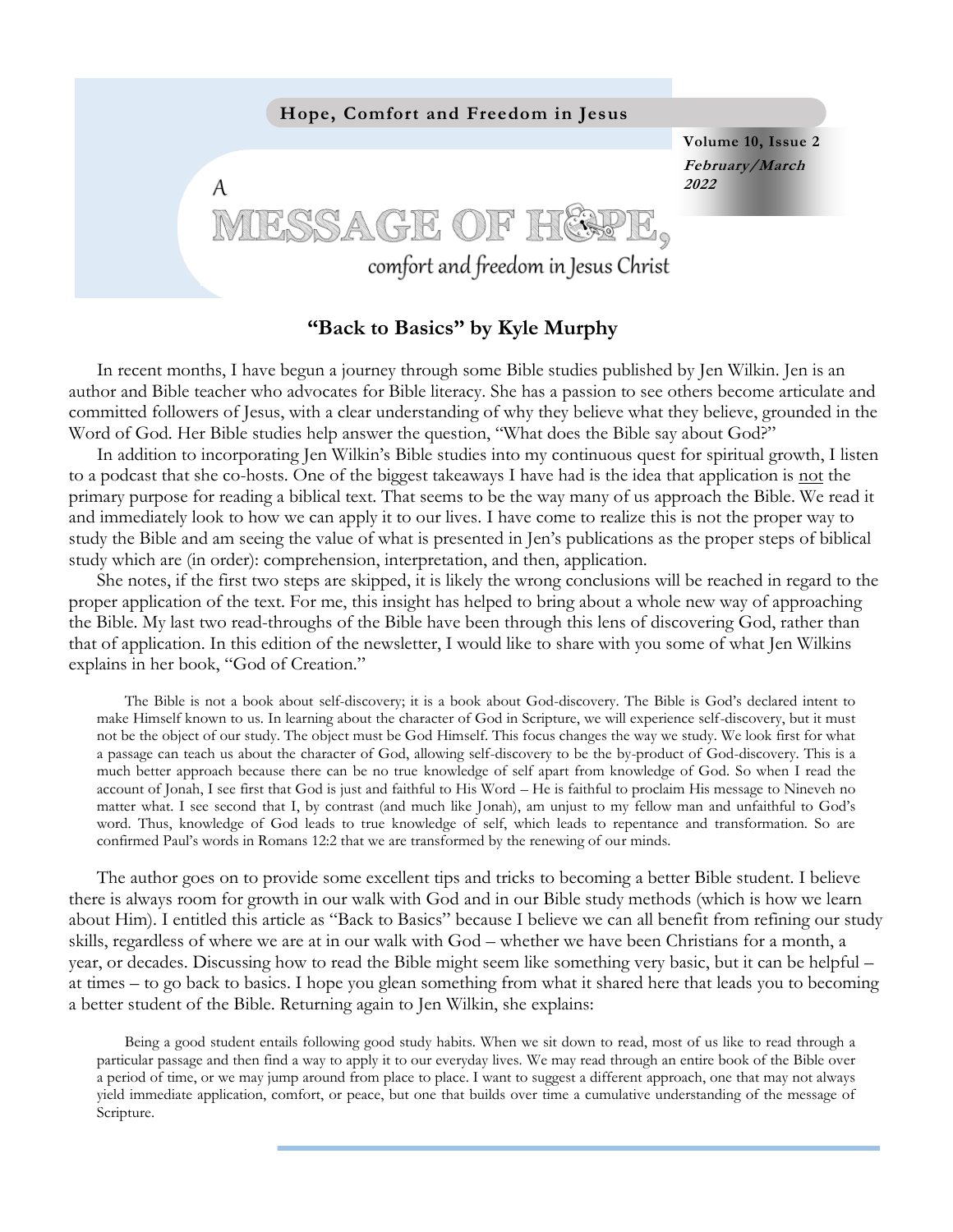**Hope, Comfort and Freedom in Jesus**

**Volume 10, Issue 2**
***February/March 2022***

# A MESSAGE OF HOPE, comfort and freedom in Jesus Christ

## "Back to Basics" by Kyle Murphy

In recent months, I have begun a journey through some Bible studies published by Jen Wilkin. Jen is an author and Bible teacher who advocates for Bible literacy. She has a passion to see others become articulate and committed followers of Jesus, with a clear understanding of why they believe what they believe, grounded in the Word of God. Her Bible studies help answer the question, "What does the Bible say about God?"

In addition to incorporating Jen Wilkin's Bible studies into my continuous quest for spiritual growth, I listen to a podcast that she co-hosts. One of the biggest takeaways I have had is the idea that application is <u>not</u> the primary purpose for reading a biblical text. That seems to be the way many of us approach the Bible. We read it and immediately look to how we can apply it to our lives. I have come to realize this is not the proper way to study the Bible and am seeing the value of what is presented in Jen's publications as the proper steps of biblical study which are (in order): comprehension, interpretation, and then, application.

She notes, if the first two steps are skipped, it is likely the wrong conclusions will be reached in regard to the proper application of the text. For me, this insight has helped to bring about a whole new way of approaching the Bible. My last two read-throughs of the Bible have been through this lens of discovering God, rather than that of application. In this edition of the newsletter, I would like to share with you some of what Jen Wilkins explains in her book, "God of Creation."

> The Bible is not a book about self-discovery; it is a book about God-discovery. The Bible is God's declared intent to make Himself known to us. In learning about the character of God in Scripture, we will experience self-discovery, but it must not be the object of our study. The object must be God Himself. This focus changes the way we study. We look first for what a passage can teach us about the character of God, allowing self-discovery to be the by-product of God-discovery. This is a much better approach because there can be no true knowledge of self apart from knowledge of God. So when I read the account of Jonah, I see first that God is just and faithful to His Word – He is faithful to proclaim His message to Nineveh no matter what. I see second that I, by contrast (and much like Jonah), am unjust to my fellow man and unfaithful to God's word. Thus, knowledge of God leads to true knowledge of self, which leads to repentance and transformation. So are confirmed Paul's words in Romans 12:2 that we are transformed by the renewing of our minds.

The author goes on to provide some excellent tips and tricks to becoming a better Bible student. I believe there is always room for growth in our walk with God and in our Bible study methods (which is how we learn about Him). I entitled this article as "Back to Basics" because I believe we can all benefit from refining our study skills, regardless of where we are at in our walk with God – whether we have been Christians for a month, a year, or decades. Discussing how to read the Bible might seem like something very basic, but it can be helpful – at times – to go back to basics. I hope you glean something from what it shared here that leads you to becoming a better student of the Bible. Returning again to Jen Wilkin, she explains:

> Being a good student entails following good study habits. When we sit down to read, most of us like to read through a particular passage and then find a way to apply it to our everyday lives. We may read through an entire book of the Bible over a period of time, or we may jump around from place to place. I want to suggest a different approach, one that may not always yield immediate application, comfort, or peace, but one that builds over time a cumulative understanding of the message of Scripture.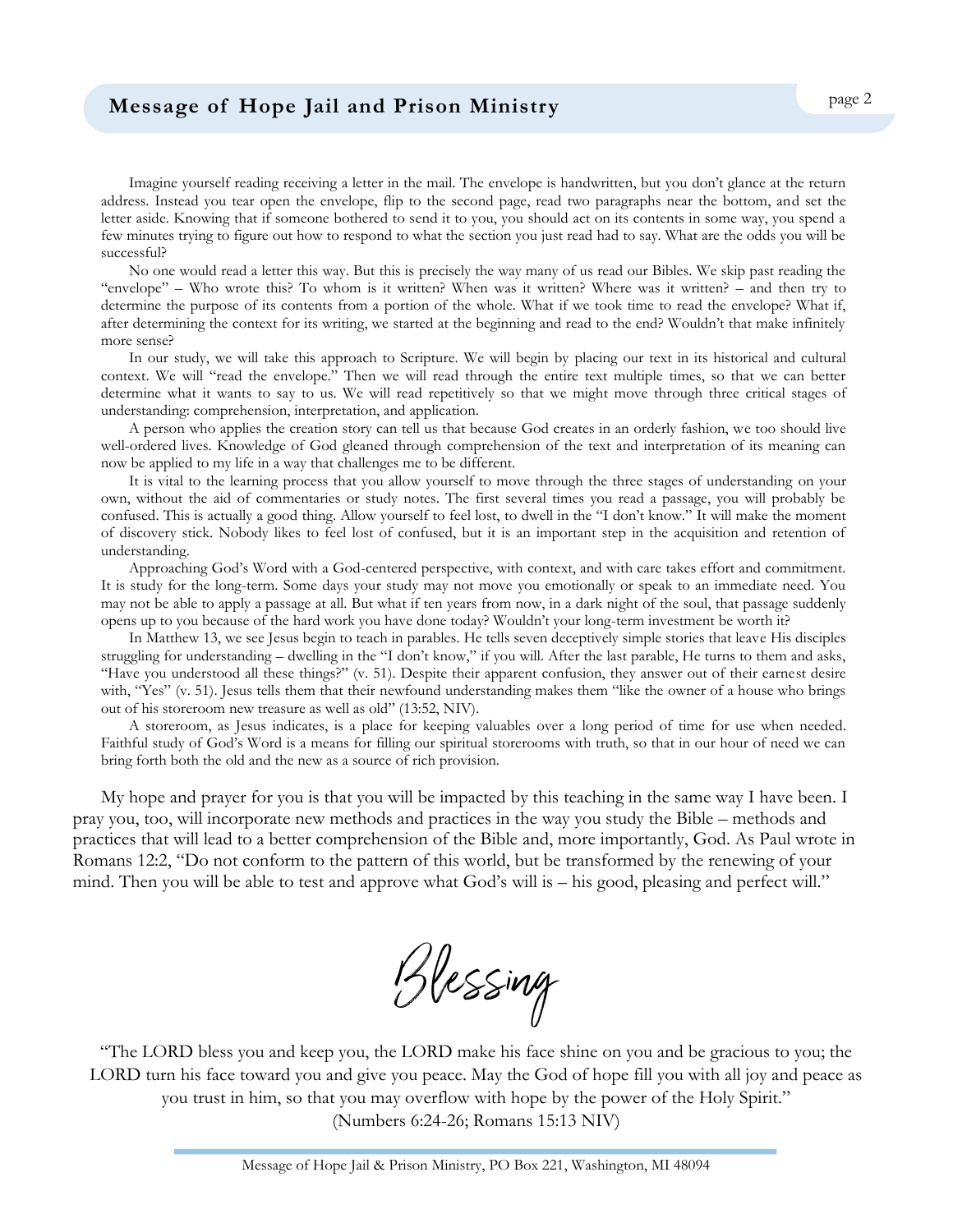Imagine yourself reading receiving a letter in the mail. The envelope is handwritten, but you don't glance at the return address. Instead you tear open the envelope, flip to the second page, read two paragraphs near the bottom, and set the letter aside. Knowing that if someone bothered to send it to you, you should act on its contents in some way, you spend a few minutes trying to figure out how to respond to what the section you just read had to say. What are the odds you will be successful?

No one would read a letter this way. But this is precisely the way many of us read our Bibles. We skip past reading the "envelope" – Who wrote this? To whom is it written? When was it written? Where was it written? – and then try to determine the purpose of its contents from a portion of the whole. What if we took time to read the envelope? What if, after determining the context for its writing, we started at the beginning and read to the end? Wouldn't that make infinitely more sense?

In our study, we will take this approach to Scripture. We will begin by placing our text in its historical and cultural context. We will "read the envelope." Then we will read through the entire text multiple times, so that we can better determine what it wants to say to us. We will read repetitively so that we might move through three critical stages of understanding: comprehension, interpretation, and application.

A person who applies the creation story can tell us that because God creates in an orderly fashion, we too should live well-ordered lives. Knowledge of God gleaned through comprehension of the text and interpretation of its meaning can now be applied to my life in a way that challenges me to be different.

It is vital to the learning process that you allow yourself to move through the three stages of understanding on your own, without the aid of commentaries or study notes. The first several times you read a passage, you will probably be confused. This is actually a good thing. Allow yourself to feel lost, to dwell in the "I don't know." It will make the moment of discovery stick. Nobody likes to feel lost of confused, but it is an important step in the acquisition and retention of understanding.

Approaching God's Word with a God-centered perspective, with context, and with care takes effort and commitment. It is study for the long-term. Some days your study may not move you emotionally or speak to an immediate need. You may not be able to apply a passage at all. But what if ten years from now, in a dark night of the soul, that passage suddenly opens up to you because of the hard work you have done today? Wouldn't your long-term investment be worth it?

In Matthew 13, we see Jesus begin to teach in parables. He tells seven deceptively simple stories that leave His disciples struggling for understanding – dwelling in the "I don't know," if you will. After the last parable, He turns to them and asks, "Have you understood all these things?" (v. 51). Despite their apparent confusion, they answer out of their earnest desire with, "Yes" (v. 51). Jesus tells them that their newfound understanding makes them "like the owner of a house who brings out of his storeroom new treasure as well as old" (13:52, NIV).

A storeroom, as Jesus indicates, is a place for keeping valuables over a long period of time for use when needed. Faithful study of God's Word is a means for filling our spiritual storerooms with truth, so that in our hour of need we can bring forth both the old and the new as a source of rich provision.

My hope and prayer for you is that you will be impacted by this teaching in the same way I have been. I pray you, too, will incorporate new methods and practices in the way you study the Bible – methods and practices that will lead to a better comprehension of the Bible and, more importantly, God. As Paul wrote in Romans 12:2, "Do not conform to the pattern of this world, but be transformed by the renewing of your mind. Then you will be able to test and approve what God's will is – his good, pleasing and perfect will."

## Blessing

"The LORD bless you and keep you, the LORD make his face shine on you and be gracious to you; the LORD turn his face toward you and give you peace. May the God of hope fill you with all joy and peace as you trust in him, so that you may overflow with hope by the power of the Holy Spirit."
(Numbers 6:24-26; Romans 15:13 NIV)

Message of Hope Jail & Prison Ministry, PO Box 221, Washington, MI 48094